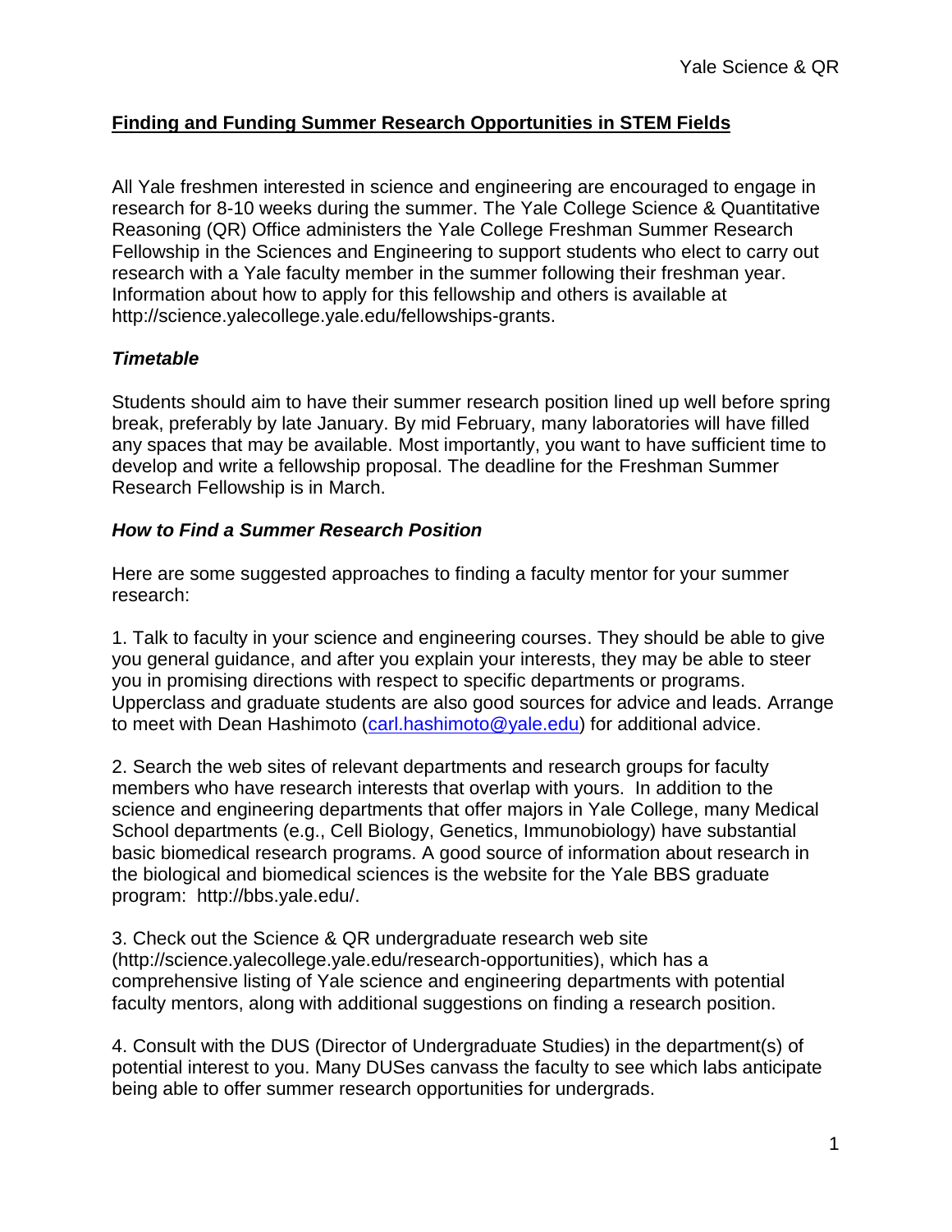## Finding and Funding Summer Research Opportunities in STEM Fields

All Yale freshmen interested in science and engineering are encouraged to engage in research for 8-10 weeks during the summer. The Yale College Science & Quantitative Reasoning (QR) Office administers the Yale College Freshman Summer Research Fellowship in the Sciences and Engineering to support students who elect to carry out research with a Yale faculty member in the summer following their freshman year. Information about how to apply for this fellowship and others is available at http://science.yalecollege.yale.edu/fellowships-grants.

### *Timetable*

Students should aim to have their summer research position lined up well before spring break, preferably by late January. By mid February, many laboratories will have filled any spaces that may be available. Most importantly, you want to have sufficient time to develop and write a fellowship proposal. The deadline for the Freshman Summer Research Fellowship is in March.

### *How to Find a Summer Research Position*

Here are some suggested approaches to finding a faculty mentor for your summer research:

1. Talk to faculty in your science and engineering courses. They should be able to give you general guidance, and after you explain your interests, they may be able to steer you in promising directions with respect to specific departments or programs. Upperclass and graduate students are also good sources for advice and leads. Arrange to meet with Dean Hashimoto (carl.hashimoto@yale.edu) for additional advice.

2. Search the web sites of relevant departments and research groups for faculty members who have research interests that overlap with yours. In addition to the science and engineering departments that offer majors in Yale College, many Medical School departments (e.g., Cell Biology, Genetics, Immunobiology) have substantial basic biomedical research programs. A good source of information about research in the biological and biomedical sciences is the website for the Yale BBS graduate program: http://bbs.yale.edu/.

3. Check out the Science & QR undergraduate research web site (http://science.yalecollege.yale.edu/research-opportunities), which has a comprehensive listing of Yale science and engineering departments with potential faculty mentors, along with additional suggestions on finding a research position.

4. Consult with the DUS (Director of Undergraduate Studies) in the department(s) of potential interest to you. Many DUSes canvass the faculty to see which labs anticipate being able to offer summer research opportunities for undergrads.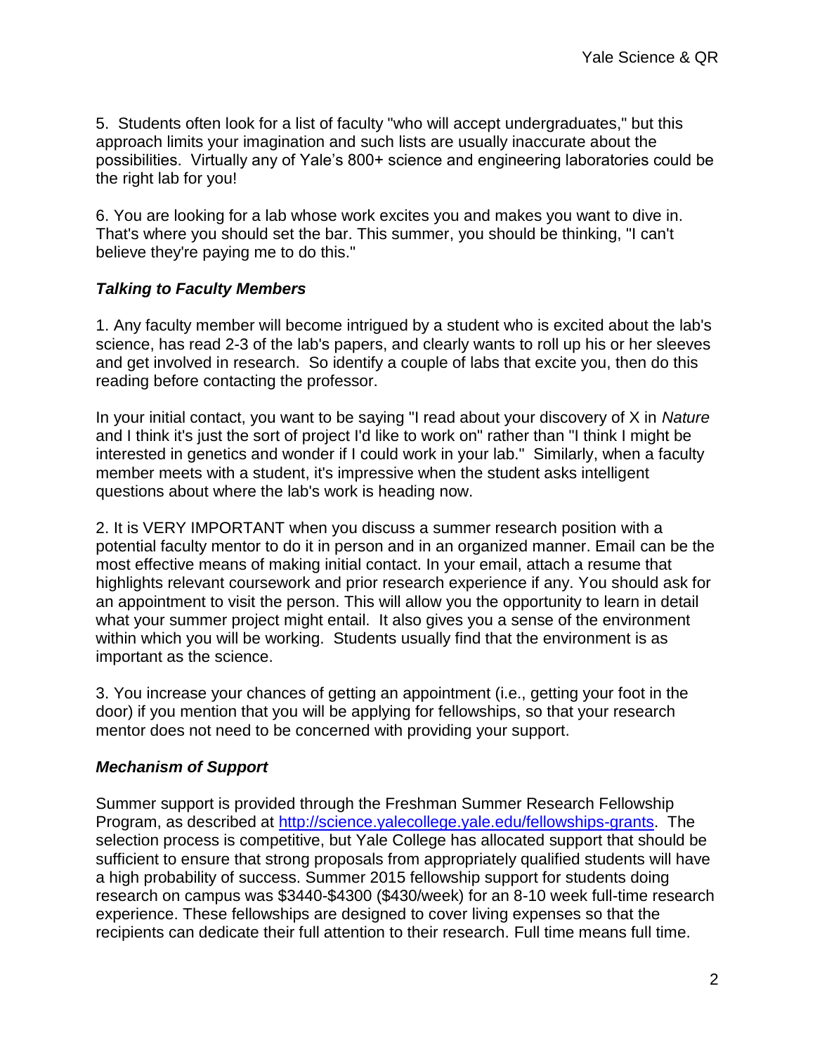5. Students often look for a list of faculty "who will accept undergraduates," but this approach limits your imagination and such lists are usually inaccurate about the possibilities. Virtually any of Yale's 800+ science and engineering laboratories could be the right lab for you!

6. You are looking for a lab whose work excites you and makes you want to dive in. That's where you should set the bar. This summer, you should be thinking, "I can't believe they're paying me to do this."

### *Talking to Faculty Members*

1. Any faculty member will become intrigued by a student who is excited about the lab's science, has read 2-3 of the lab's papers, and clearly wants to roll up his or her sleeves and get involved in research. So identify a couple of labs that excite you, then do this reading before contacting the professor.

In your initial contact, you want to be saying "I read about your discovery of X in *Nature* and I think it's just the sort of project I'd like to work on" rather than "I think I might be interested in genetics and wonder if I could work in your lab." Similarly, when a faculty member meets with a student, it's impressive when the student asks intelligent questions about where the lab's work is heading now.

2. It is VERY IMPORTANT when you discuss a summer research position with a potential faculty mentor to do it in person and in an organized manner. Email can be the most effective means of making initial contact. In your email, attach a resume that highlights relevant coursework and prior research experience if any. You should ask for an appointment to visit the person. This will allow you the opportunity to learn in detail what your summer project might entail. It also gives you a sense of the environment within which you will be working. Students usually find that the environment is as important as the science.

3. You increase your chances of getting an appointment (i.e., getting your foot in the door) if you mention that you will be applying for fellowships, so that your research mentor does not need to be concerned with providing your support.

### *Mechanism of Support*

Summer support is provided through the Freshman Summer Research Fellowship Program, as described at [http://science.yalecollege.yale.edu/fellowships-grants](http://science.yalecollege.yale.edu/fellowships-grants). The selection process is competitive, but Yale College has allocated support that should be sufficient to ensure that strong proposals from appropriately qualified students will have a high probability of success. Summer 2015 fellowship support for students doing research on campus was $3440-$4300 ($430/week) for an 8-10 week full-time research experience. These fellowships are designed to cover living expenses so that the recipients can dedicate their full attention to their research. Full time means full time.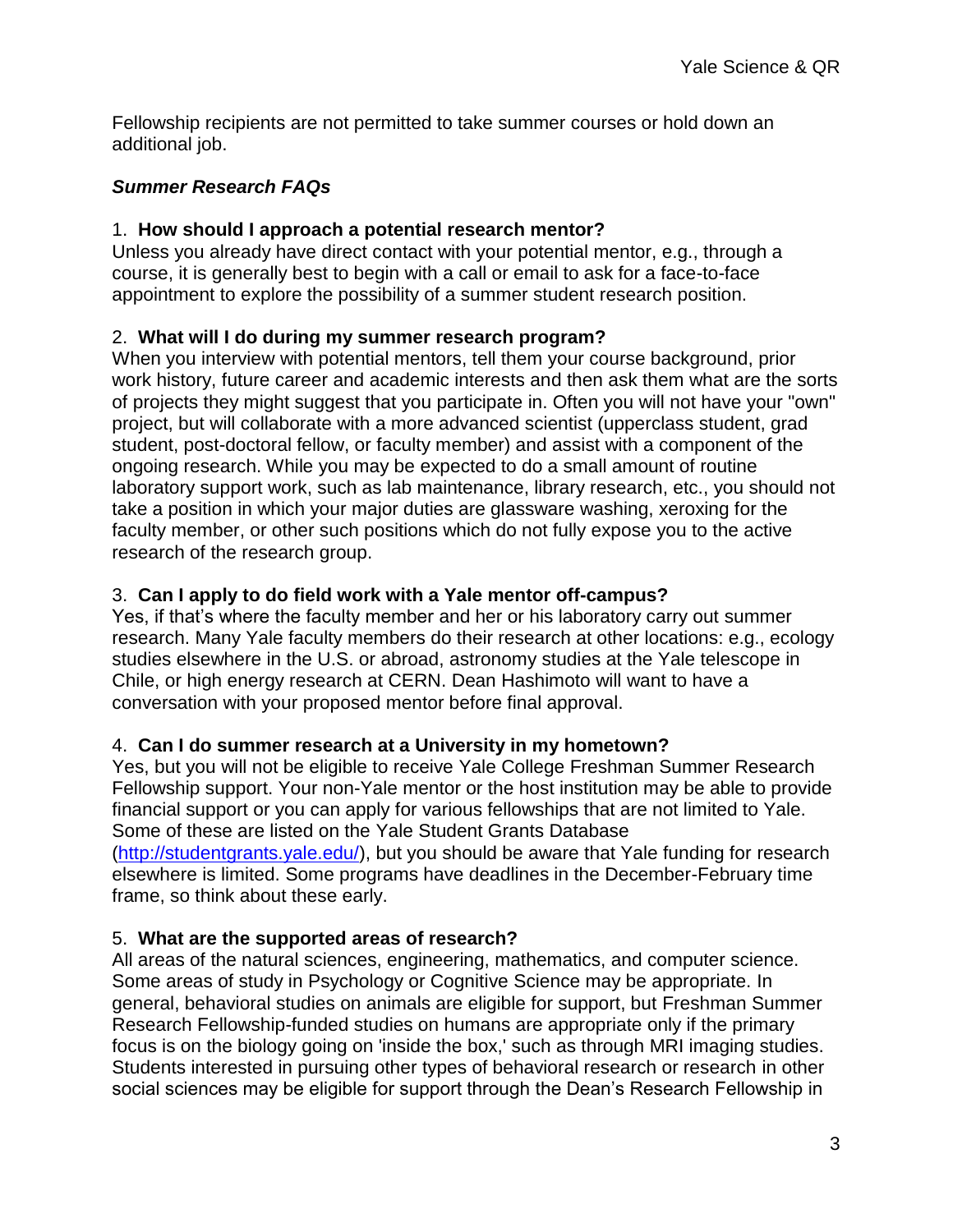Fellowship recipients are not permitted to take summer courses or hold down an additional job.

### *Summer Research FAQs*

1. **How should I approach a potential research mentor?**
Unless you already have direct contact with your potential mentor, e.g., through a course, it is generally best to begin with a call or email to ask for a face-to-face appointment to explore the possibility of a summer student research position.

2. **What will I do during my summer research program?**
When you interview with potential mentors, tell them your course background, prior work history, future career and academic interests and then ask them what are the sorts of projects they might suggest that you participate in. Often you will not have your "own" project, but will collaborate with a more advanced scientist (upperclass student, grad student, post-doctoral fellow, or faculty member) and assist with a component of the ongoing research. While you may be expected to do a small amount of routine laboratory support work, such as lab maintenance, library research, etc., you should not take a position in which your major duties are glassware washing, xeroxing for the faculty member, or other such positions which do not fully expose you to the active research of the research group.

3. **Can I apply to do field work with a Yale mentor off-campus?**
Yes, if that's where the faculty member and her or his laboratory carry out summer research. Many Yale faculty members do their research at other locations: e.g., ecology studies elsewhere in the U.S. or abroad, astronomy studies at the Yale telescope in Chile, or high energy research at CERN. Dean Hashimoto will want to have a conversation with your proposed mentor before final approval.

4. **Can I do summer research at a University in my hometown?**
Yes, but you will not be eligible to receive Yale College Freshman Summer Research Fellowship support. Your non-Yale mentor or the host institution may be able to provide financial support or you can apply for various fellowships that are not limited to Yale. Some of these are listed on the Yale Student Grants Database (http://studentgrants.yale.edu/), but you should be aware that Yale funding for research elsewhere is limited. Some programs have deadlines in the December-February time frame, so think about these early.

5. **What are the supported areas of research?**
All areas of the natural sciences, engineering, mathematics, and computer science. Some areas of study in Psychology or Cognitive Science may be appropriate. In general, behavioral studies on animals are eligible for support, but Freshman Summer Research Fellowship-funded studies on humans are appropriate only if the primary focus is on the biology going on 'inside the box,' such as through MRI imaging studies. Students interested in pursuing other types of behavioral research or research in other social sciences may be eligible for support through the Dean's Research Fellowship in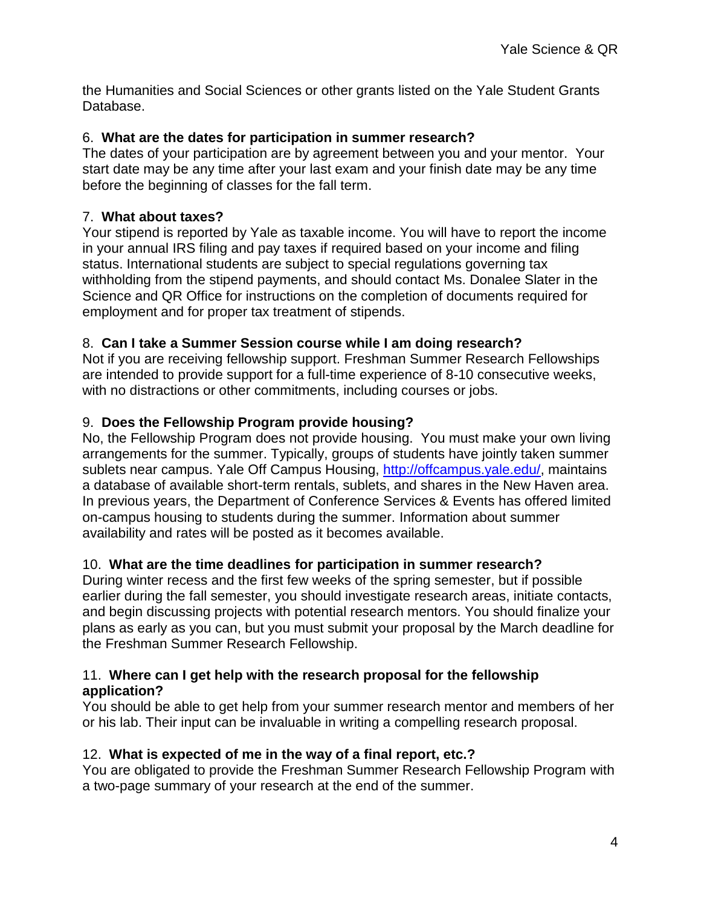the Humanities and Social Sciences or other grants listed on the Yale Student Grants Database.

6. **What are the dates for participation in summer research?**
The dates of your participation are by agreement between you and your mentor. Your start date may be any time after your last exam and your finish date may be any time before the beginning of classes for the fall term.

7. **What about taxes?**
Your stipend is reported by Yale as taxable income. You will have to report the income in your annual IRS filing and pay taxes if required based on your income and filing status. International students are subject to special regulations governing tax withholding from the stipend payments, and should contact Ms. Donalee Slater in the Science and QR Office for instructions on the completion of documents required for employment and for proper tax treatment of stipends.

8. **Can I take a Summer Session course while I am doing research?**
Not if you are receiving fellowship support. Freshman Summer Research Fellowships are intended to provide support for a full-time experience of 8-10 consecutive weeks, with no distractions or other commitments, including courses or jobs.

9. **Does the Fellowship Program provide housing?**
No, the Fellowship Program does not provide housing. You must make your own living arrangements for the summer. Typically, groups of students have jointly taken summer sublets near campus. Yale Off Campus Housing, [http://offcampus.yale.edu/](http://offcampus.yale.edu/), maintains a database of available short-term rentals, sublets, and shares in the New Haven area. In previous years, the Department of Conference Services & Events has offered limited on-campus housing to students during the summer. Information about summer availability and rates will be posted as it becomes available.

10. **What are the time deadlines for participation in summer research?**
During winter recess and the first few weeks of the spring semester, but if possible earlier during the fall semester, you should investigate research areas, initiate contacts, and begin discussing projects with potential research mentors. You should finalize your plans as early as you can, but you must submit your proposal by the March deadline for the Freshman Summer Research Fellowship.

11. **Where can I get help with the research proposal for the fellowship application?**
You should be able to get help from your summer research mentor and members of her or his lab. Their input can be invaluable in writing a compelling research proposal.

12. **What is expected of me in the way of a final report, etc.?**
You are obligated to provide the Freshman Summer Research Fellowship Program with a two-page summary of your research at the end of the summer.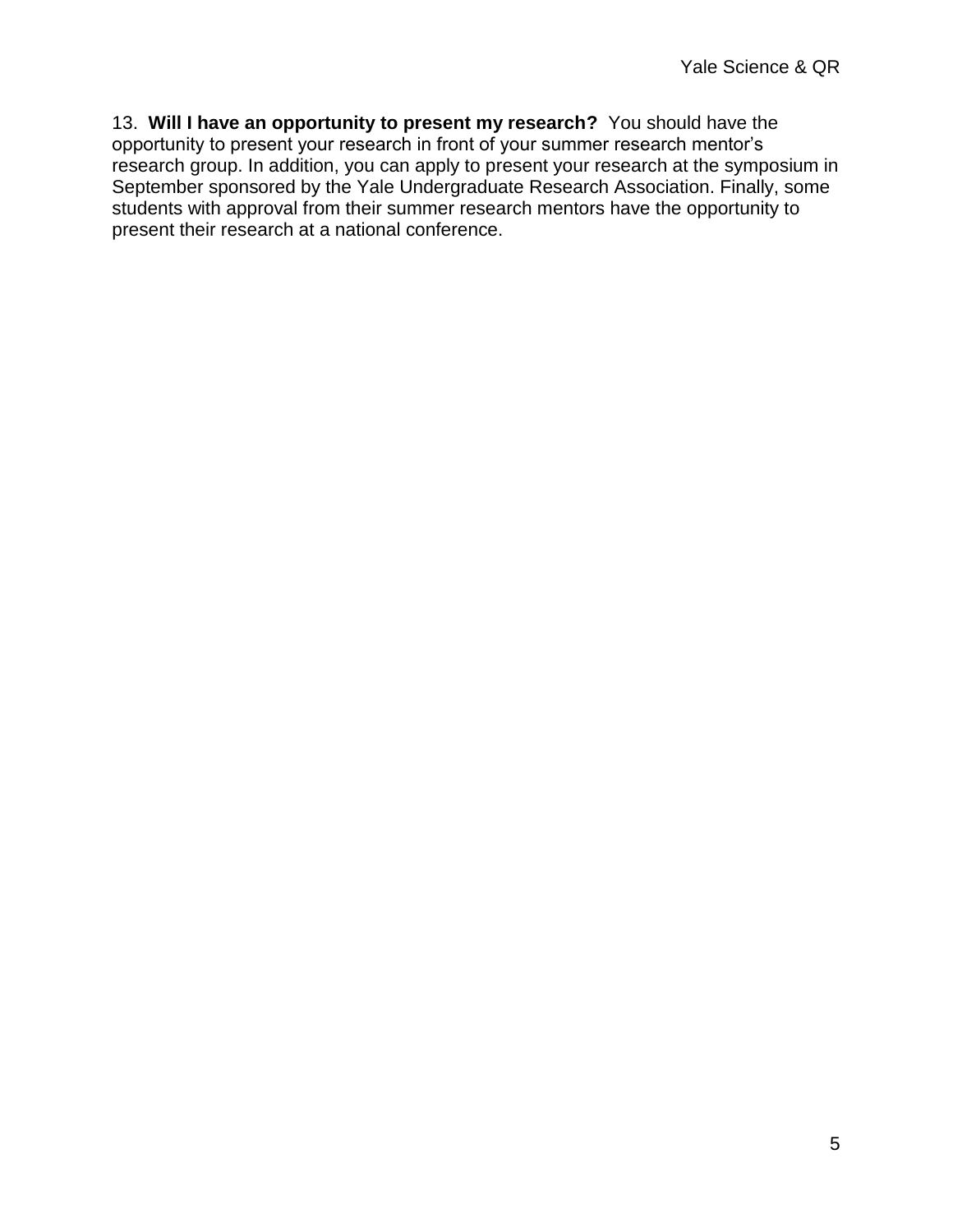13. **Will I have an opportunity to present my research?** You should have the opportunity to present your research in front of your summer research mentor's research group. In addition, you can apply to present your research at the symposium in September sponsored by the Yale Undergraduate Research Association. Finally, some students with approval from their summer research mentors have the opportunity to present their research at a national conference.